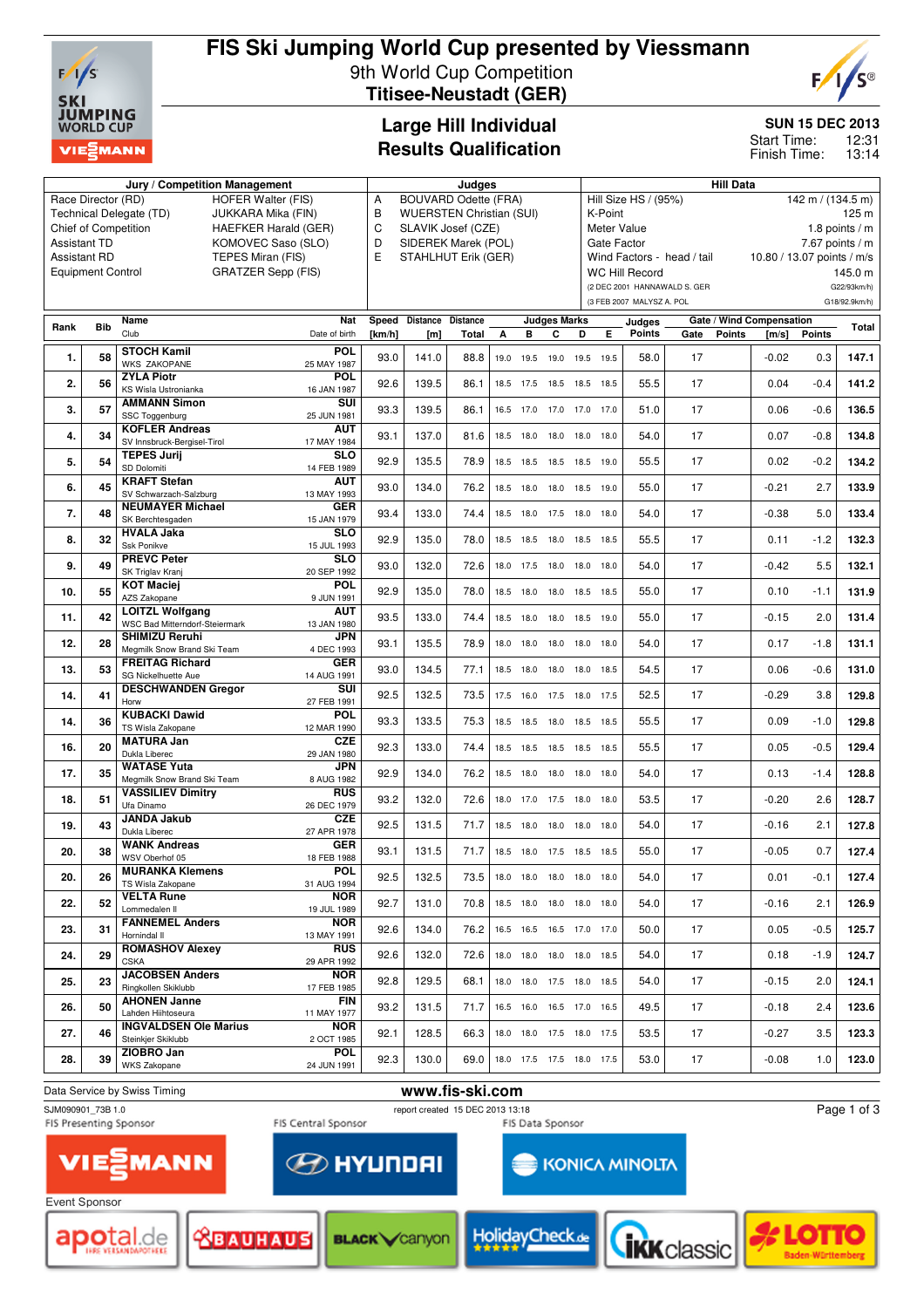# FIS Ski Jumping World Cup presented by Viessmann

## 9th World Cup Competition

## Titisee-Neustadt (GER)

## Large Hill Individual
## Results Qualification

**SUN 15 DEC 2013**
Start Time: 12:31
Finish Time: 13:14

| Jury / Competition Management | | Judges | | Hill Data | |
|---|---|---|---|---|---|
| Race Director (RD) | HOFER Walter (FIS) | A | BOUVARD Odette (FRA) | Hill Size HS / (95%) | 142 m / (134.5 m) |
| Technical Delegate (TD) | JUKKARA Mika (FIN) | B | WUERSTEN Christian (SUI) | K-Point | 125 m |
| Chief of Competition | HAEFKER Harald (GER) | C | SLAVIK Josef (CZE) | Meter Value | 1.8 points / m |
| Assistant TD | KOMOVEC Saso (SLO) | D | SIDEREK Marek (POL) | Gate Factor | 7.67 points / m |
| Assistant RD | TEPES Miran (FIS) | E | STAHLHUT Erik (GER) | Wind Factors - head / tail | 10.80 / 13.07 points / m/s |
| Equipment Control | GRATZER Sepp (FIS) | | | WC Hill Record | 145.0 m |
| | | | | (2 DEC 2001 HANNAWALD S. GER | G22/93km/h) |
| | | | | (3 FEB 2007 MALYSZ A. POL | G18/92.9km/h) |

| Rank | Bib | Name / Club | Nat / Date of birth | Speed [km/h] | Distance [m] | Distance Total | A | B | C | D | E | Judges Points | Gate | Gate Points | Wind [m/s] | Wind Points | Total |
|---|---|---|---|---|---|---|---|---|---|---|---|---|---|---|---|---|---|
| 1. | 58 | **STOCH Kamil** WKS ZAKOPANE | POL 25 MAY 1987 | 93.0 | 141.0 | 88.8 | 19.0 | 19.5 | 19.0 | 19.5 | 19.5 | 58.0 | 17 | | -0.02 | 0.3 | 147.1 |
| 2. | 56 | **ZYLA Piotr** KS Wisla Ustronianka | POL 16 JAN 1987 | 92.6 | 139.5 | 86.1 | 18.5 | 17.5 | 18.5 | 18.5 | 18.5 | 55.5 | 17 | | 0.04 | -0.4 | 141.2 |
| 3. | 57 | **AMMANN Simon** SSC Toggenburg | SUI 25 JUN 1981 | 93.3 | 139.5 | 86.1 | 16.5 | 17.0 | 17.0 | 17.0 | 17.0 | 51.0 | 17 | | 0.06 | -0.6 | 136.5 |
| 4. | 34 | **KOFLER Andreas** SV Innsbruck-Bergisel-Tirol | AUT 17 MAY 1984 | 93.1 | 137.0 | 81.6 | 18.5 | 18.0 | 18.0 | 18.0 | 18.0 | 54.0 | 17 | | 0.07 | -0.8 | 134.8 |
| 5. | 54 | **TEPES Jurij** SD Dolomiti | SLO 14 FEB 1989 | 92.9 | 135.5 | 78.9 | 18.5 | 18.5 | 18.5 | 18.5 | 19.0 | 55.5 | 17 | | 0.02 | -0.2 | 134.2 |
| 6. | 45 | **KRAFT Stefan** SV Schwarzach-Salzburg | AUT 13 MAY 1993 | 93.0 | 134.0 | 76.2 | 18.5 | 18.0 | 18.0 | 18.5 | 19.0 | 55.0 | 17 | | -0.21 | 2.7 | 133.9 |
| 7. | 48 | **NEUMAYER Michael** SK Berchtesgaden | GER 15 JAN 1979 | 93.4 | 133.0 | 74.4 | 18.5 | 18.0 | 17.5 | 18.0 | 18.0 | 54.0 | 17 | | -0.38 | 5.0 | 133.4 |
| 8. | 32 | **HVALA Jaka** Ssk Ponikve | SLO 15 JUL 1993 | 92.9 | 135.0 | 78.0 | 18.5 | 18.5 | 18.0 | 18.5 | 18.5 | 55.5 | 17 | | 0.11 | -1.2 | 132.3 |
| 9. | 49 | **PREVC Peter** SK Triglav Kranj | SLO 20 SEP 1992 | 93.0 | 132.0 | 72.6 | 18.0 | 17.5 | 18.0 | 18.0 | 18.0 | 54.0 | 17 | | -0.42 | 5.5 | 132.1 |
| 10. | 55 | **KOT Maciej** AZS Zakopane | POL 9 JUN 1991 | 92.9 | 135.0 | 78.0 | 18.5 | 18.0 | 18.0 | 18.5 | 18.5 | 55.0 | 17 | | 0.10 | -1.1 | 131.9 |
| 11. | 42 | **LOITZL Wolfgang** WSC Bad Mitterndorf-Steiermark | AUT 13 JAN 1980 | 93.5 | 133.0 | 74.4 | 18.5 | 18.0 | 18.0 | 18.5 | 19.0 | 55.0 | 17 | | -0.15 | 2.0 | 131.4 |
| 12. | 28 | **SHIMIZU Reruhi** Megmilk Snow Brand Ski Team | JPN 4 DEC 1993 | 93.1 | 135.5 | 78.9 | 18.0 | 18.0 | 18.0 | 18.0 | 18.0 | 54.0 | 17 | | 0.17 | -1.8 | 131.1 |
| 13. | 53 | **FREITAG Richard** SG Nickelhuette Aue | GER 14 AUG 1991 | 93.0 | 134.5 | 77.1 | 18.5 | 18.0 | 18.0 | 18.0 | 18.5 | 54.5 | 17 | | 0.06 | -0.6 | 131.0 |
| 14. | 41 | **DESCHWANDEN Gregor** Horw | SUI 27 FEB 1991 | 92.5 | 132.5 | 73.5 | 17.5 | 16.0 | 17.5 | 18.0 | 17.5 | 52.5 | 17 | | -0.29 | 3.8 | 129.8 |
| 14. | 36 | **KUBACKI Dawid** TS Wisla Zakopane | POL 12 MAR 1990 | 93.3 | 133.5 | 75.3 | 18.5 | 18.5 | 18.0 | 18.5 | 18.5 | 55.5 | 17 | | 0.09 | -1.0 | 129.8 |
| 16. | 20 | **MATURA Jan** Dukla Liberec | CZE 29 JAN 1980 | 92.3 | 133.0 | 74.4 | 18.5 | 18.5 | 18.5 | 18.5 | 18.5 | 55.5 | 17 | | 0.05 | -0.5 | 129.4 |
| 17. | 35 | **WATASE Yuta** Megmilk Snow Brand Ski Team | JPN 8 AUG 1982 | 92.9 | 134.0 | 76.2 | 18.5 | 18.0 | 18.0 | 18.0 | 18.0 | 54.0 | 17 | | 0.13 | -1.4 | 128.8 |
| 18. | 51 | **VASSILIEV Dimitry** Ufa Dinamo | RUS 26 DEC 1979 | 93.2 | 132.0 | 72.6 | 18.0 | 17.0 | 17.5 | 18.0 | 18.0 | 53.5 | 17 | | -0.20 | 2.6 | 128.7 |
| 19. | 43 | **JANDA Jakub** Dukla Liberec | CZE 27 APR 1978 | 92.5 | 131.5 | 71.7 | 18.5 | 18.0 | 18.0 | 18.0 | 18.0 | 54.0 | 17 | | -0.16 | 2.1 | 127.8 |
| 20. | 38 | **WANK Andreas** WSV Oberhof 05 | GER 18 FEB 1988 | 93.1 | 131.5 | 71.7 | 18.5 | 18.0 | 17.5 | 18.5 | 18.5 | 55.0 | 17 | | -0.05 | 0.7 | 127.4 |
| 20. | 26 | **MURANKA Klemens** TS Wisla Zakopane | POL 31 AUG 1994 | 92.5 | 132.5 | 73.5 | 18.0 | 18.0 | 18.0 | 18.0 | 18.0 | 54.0 | 17 | | 0.01 | -0.1 | 127.4 |
| 22. | 52 | **VELTA Rune** Lommedalen Il | NOR 19 JUL 1989 | 92.7 | 131.0 | 70.8 | 18.5 | 18.0 | 18.0 | 18.0 | 18.0 | 54.0 | 17 | | -0.16 | 2.1 | 126.9 |
| 23. | 31 | **FANNEMEL Anders** Hornindal Il | NOR 13 MAY 1991 | 92.6 | 134.0 | 76.2 | 16.5 | 16.5 | 16.5 | 17.0 | 17.0 | 50.0 | 17 | | 0.05 | -0.5 | 125.7 |
| 24. | 29 | **ROMASHOV Alexey** CSKA | RUS 29 APR 1992 | 92.6 | 132.0 | 72.6 | 18.0 | 18.0 | 18.0 | 18.0 | 18.5 | 54.0 | 17 | | 0.18 | -1.9 | 124.7 |
| 25. | 23 | **JACOBSEN Anders** Ringkollen Skiklubb | NOR 17 FEB 1985 | 92.8 | 129.5 | 68.1 | 18.0 | 18.0 | 17.5 | 18.0 | 18.5 | 54.0 | 17 | | -0.15 | 2.0 | 124.1 |
| 26. | 50 | **AHONEN Janne** Lahden Hiihtoseura | FIN 11 MAY 1977 | 93.2 | 131.5 | 71.7 | 16.5 | 16.0 | 16.5 | 17.0 | 16.5 | 49.5 | 17 | | -0.18 | 2.4 | 123.6 |
| 27. | 46 | **INGVALDSEN Ole Marius** Steinkjer Skiklubb | NOR 2 OCT 1985 | 92.1 | 128.5 | 66.3 | 18.0 | 18.0 | 17.5 | 18.0 | 17.5 | 53.5 | 17 | | -0.27 | 3.5 | 123.3 |
| 28. | 39 | **ZIOBRO Jan** WKS Zakopane | POL 24 JUN 1991 | 92.3 | 130.0 | 69.0 | 18.0 | 17.5 | 17.5 | 18.0 | 17.5 | 53.0 | 17 | | -0.08 | 1.0 | 123.0 |

Data Service by Swiss Timing — www.fis-ski.com

SJM090901_73B 1.0 — report created 15 DEC 2013 13:18

FIS Presenting Sponsor: VIESSMANN — FIS Central Sponsor: HYUNDAI — FIS Data Sponsor: KONICA MINOLTA

Event Sponsor: apotal.de, BAUHAUS, BLACK canyon, HolidayCheck.de, IKK classic, LOTTO Baden-Württemberg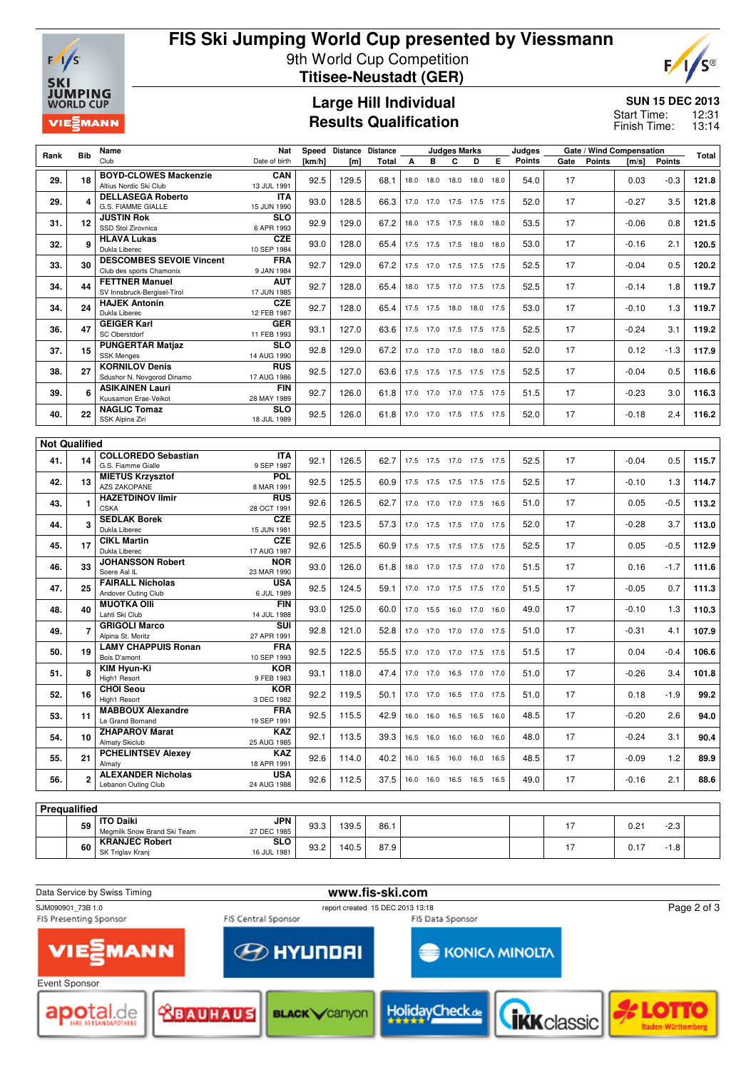# FIS Ski Jumping World Cup presented by Viessmann

9th World Cup Competition

**Titisee-Neustadt (GER)**

## Large Hill Individual
## Results Qualification

**SUN 15 DEC 2013**
Start Time: 12:31
Finish Time: 13:14

| Rank | Bib | Name / Club | Nat / Date of birth | Speed [km/h] | Distance [m] | Distance Total | A | B | C | D | E | Judges Points | Gate | Gate Points | Wind [m/s] | Wind Points | Total |
|---|---|---|---|---|---|---|---|---|---|---|---|---|---|---|---|---|---|
| 29. | 18 | BOYD-CLOWES Mackenzie / Altius Nordic Ski Club | CAN / 13 JUL 1991 | 92.5 | 129.5 | 68.1 | 18.0 | 18.0 | 18.0 | 18.0 | 18.0 | 54.0 | 17 | | 0.03 | -0.3 | 121.8 |
| 29. | 4 | DELLASEGA Roberto / G.S. FIAMME GIALLE | ITA / 15 JUN 1990 | 93.0 | 128.5 | 66.3 | 17.0 | 17.0 | 17.5 | 17.5 | 17.5 | 52.0 | 17 | | -0.27 | 3.5 | 121.8 |
| 31. | 12 | JUSTIN Rok / SSD Stol Zirovnica | SLO / 6 APR 1993 | 92.9 | 129.0 | 67.2 | 18.0 | 17.5 | 17.5 | 18.0 | 18.0 | 53.5 | 17 | | -0.06 | 0.8 | 121.5 |
| 32. | 9 | HLAVA Lukas / Dukla Liberec | CZE / 10 SEP 1984 | 93.0 | 128.0 | 65.4 | 17.5 | 17.5 | 17.5 | 18.0 | 18.0 | 53.0 | 17 | | -0.16 | 2.1 | 120.5 |
| 33. | 30 | DESCOMBES SEVOIE Vincent / Club des sports Chamonix | FRA / 9 JAN 1984 | 92.7 | 129.0 | 67.2 | 17.5 | 17.0 | 17.5 | 17.5 | 17.5 | 52.5 | 17 | | -0.04 | 0.5 | 120.2 |
| 34. | 44 | FETTNER Manuel / SV Innsbruck-Bergisel-Tirol | AUT / 17 JUN 1985 | 92.7 | 128.0 | 65.4 | 18.0 | 17.5 | 17.0 | 17.5 | 17.5 | 52.5 | 17 | | -0.14 | 1.8 | 119.7 |
| 34. | 24 | HAJEK Antonin / Dukla Liberec | CZE / 12 FEB 1987 | 92.7 | 128.0 | 65.4 | 17.5 | 17.5 | 18.0 | 18.0 | 17.5 | 53.0 | 17 | | -0.10 | 1.3 | 119.7 |
| 36. | 47 | GEIGER Karl / SC Oberstdorf | GER / 11 FEB 1993 | 93.1 | 127.0 | 63.6 | 17.5 | 17.0 | 17.5 | 17.5 | 17.5 | 52.5 | 17 | | -0.24 | 3.1 | 119.2 |
| 37. | 15 | PUNGERTAR Matjaz / SSK Menges | SLO / 14 AUG 1990 | 92.8 | 129.0 | 67.2 | 17.0 | 17.0 | 17.0 | 18.0 | 18.0 | 52.0 | 17 | | 0.12 | -1.3 | 117.9 |
| 38. | 27 | KORNILOV Denis / Sdushor N. Novgorod Dinamo | RUS / 17 AUG 1986 | 92.5 | 127.0 | 63.6 | 17.5 | 17.5 | 17.5 | 17.5 | 17.5 | 52.5 | 17 | | -0.04 | 0.5 | 116.6 |
| 39. | 6 | ASIKAINEN Lauri / Kuusamon Erae-Veikot | FIN / 28 MAY 1989 | 92.7 | 126.0 | 61.8 | 17.0 | 17.0 | 17.0 | 17.5 | 17.5 | 51.5 | 17 | | -0.23 | 3.0 | 116.3 |
| 40. | 22 | NAGLIC Tomaz / SSK Alpina Ziri | SLO / 18 JUL 1989 | 92.5 | 126.0 | 61.8 | 17.0 | 17.0 | 17.5 | 17.5 | 17.5 | 52.0 | 17 | | -0.18 | 2.4 | 116.2 |

**Not Qualified**

| Rank | Bib | Name / Club | Nat / Date of birth | Speed [km/h] | Distance [m] | Distance Total | A | B | C | D | E | Judges Points | Gate | Gate Points | Wind [m/s] | Wind Points | Total |
|---|---|---|---|---|---|---|---|---|---|---|---|---|---|---|---|---|---|
| 41. | 14 | COLLOREDO Sebastian / G.S. Fiamme Gialle | ITA / 9 SEP 1987 | 92.1 | 126.5 | 62.7 | 17.5 | 17.5 | 17.0 | 17.5 | 17.5 | 52.5 | 17 | | -0.04 | 0.5 | 115.7 |
| 42. | 13 | MIETUS Krzysztof / AZS ZAKOPANE | POL / 8 MAR 1991 | 92.5 | 125.5 | 60.9 | 17.5 | 17.5 | 17.5 | 17.5 | 17.5 | 52.5 | 17 | | -0.10 | 1.3 | 114.7 |
| 43. | 1 | HAZETDINOV Ilmir / CSKA | RUS / 28 OCT 1991 | 92.6 | 126.5 | 62.7 | 17.0 | 17.0 | 17.0 | 17.5 | 16.5 | 51.0 | 17 | | 0.05 | -0.5 | 113.2 |
| 44. | 3 | SEDLAK Borek / Dukla Liberec | CZE / 15 JUN 1981 | 92.5 | 123.5 | 57.3 | 17.0 | 17.5 | 17.5 | 17.0 | 17.5 | 52.0 | 17 | | -0.28 | 3.7 | 113.0 |
| 45. | 17 | CIKL Martin / Dukla Liberec | CZE / 17 AUG 1987 | 92.6 | 125.5 | 60.9 | 17.5 | 17.5 | 17.5 | 17.5 | 17.5 | 52.5 | 17 | | 0.05 | -0.5 | 112.9 |
| 46. | 33 | JOHANSSON Robert / Soere Aal IL | NOR / 23 MAR 1990 | 93.0 | 126.0 | 61.8 | 18.0 | 17.0 | 17.5 | 17.0 | 17.0 | 51.5 | 17 | | 0.16 | -1.7 | 111.6 |
| 47. | 25 | FAIRALL Nicholas / Andover Outing Club | USA / 6 JUL 1989 | 92.5 | 124.5 | 59.1 | 17.0 | 17.0 | 17.5 | 17.5 | 17.0 | 51.5 | 17 | | -0.05 | 0.7 | 111.3 |
| 48. | 40 | MUOTKA Olli / Lahti Ski Club | FIN / 14 JUL 1988 | 93.0 | 125.0 | 60.0 | 17.0 | 15.5 | 16.0 | 17.0 | 16.0 | 49.0 | 17 | | -0.10 | 1.3 | 110.3 |
| 49. | 7 | GRIGOLI Marco / Alpina St. Moritz | SUI / 27 APR 1991 | 92.8 | 121.0 | 52.8 | 17.0 | 17.0 | 17.0 | 17.0 | 17.5 | 51.0 | 17 | | -0.31 | 4.1 | 107.9 |
| 50. | 19 | LAMY CHAPPUIS Ronan / Bois D'amont | FRA / 10 SEP 1993 | 92.5 | 122.5 | 55.5 | 17.0 | 17.0 | 17.0 | 17.5 | 17.5 | 51.5 | 17 | | 0.04 | -0.4 | 106.6 |
| 51. | 8 | KIM Hyun-Ki / High1 Resort | KOR / 9 FEB 1983 | 93.1 | 118.0 | 47.4 | 17.0 | 17.0 | 16.5 | 17.0 | 17.0 | 51.0 | 17 | | -0.26 | 3.4 | 101.8 |
| 52. | 16 | CHOI Seou / High1 Resort | KOR / 3 DEC 1982 | 92.2 | 119.5 | 50.1 | 17.0 | 17.0 | 16.5 | 17.0 | 17.5 | 51.0 | 17 | | 0.18 | -1.9 | 99.2 |
| 53. | 11 | MABBOUX Alexandre / Le Grand Bornand | FRA / 19 SEP 1991 | 92.5 | 115.5 | 42.9 | 16.0 | 16.0 | 16.5 | 16.5 | 16.0 | 48.5 | 17 | | -0.20 | 2.6 | 94.0 |
| 54. | 10 | ZHAPAROV Marat / Almaty Skiclub | KAZ / 25 AUG 1985 | 92.1 | 113.5 | 39.3 | 16.5 | 16.0 | 16.0 | 16.0 | 16.0 | 48.0 | 17 | | -0.24 | 3.1 | 90.4 |
| 55. | 21 | PCHELINTSEV Alexey / Almaty | KAZ / 18 APR 1991 | 92.6 | 114.0 | 40.2 | 16.0 | 16.5 | 16.0 | 16.0 | 16.5 | 48.5 | 17 | | -0.09 | 1.2 | 89.9 |
| 56. | 2 | ALEXANDER Nicholas / Lebanon Outing Club | USA / 24 AUG 1988 | 92.6 | 112.5 | 37.5 | 16.0 | 16.0 | 16.5 | 16.5 | 16.5 | 49.0 | 17 | | -0.16 | 2.1 | 88.6 |

**Prequalified**

| Rank | Bib | Name / Club | Nat / Date of birth | Speed [km/h] | Distance [m] | Distance Total | A | B | C | D | E | Judges Points | Gate | Gate Points | Wind [m/s] | Wind Points | Total |
|---|---|---|---|---|---|---|---|---|---|---|---|---|---|---|---|---|---|
| | 59 | ITO Daiki / Megmilk Snow Brand Ski Team | JPN / 27 DEC 1985 | 93.3 | 139.5 | 86.1 | | | | | | | 17 | | 0.21 | -2.3 | |
| | 60 | KRANJEC Robert / SK Triglav Kranj | SLO / 16 JUL 1981 | 93.2 | 140.5 | 87.9 | | | | | | | 17 | | 0.17 | -1.8 | |

Data Service by Swiss Timing — www.fis-ski.com

SJM090901_73B 1.0 — report created 15 DEC 2013 13:18

FIS Presenting Sponsor: VIESMANN — FIS Central Sponsor: HYUNDAI — FIS Data Sponsor: KONICA MINOLTA

Event Sponsor: apotal.de, BAUHAUS, BLACK canyon, HolidayCheck.de, IKK classic, LOTTO Baden-Württemberg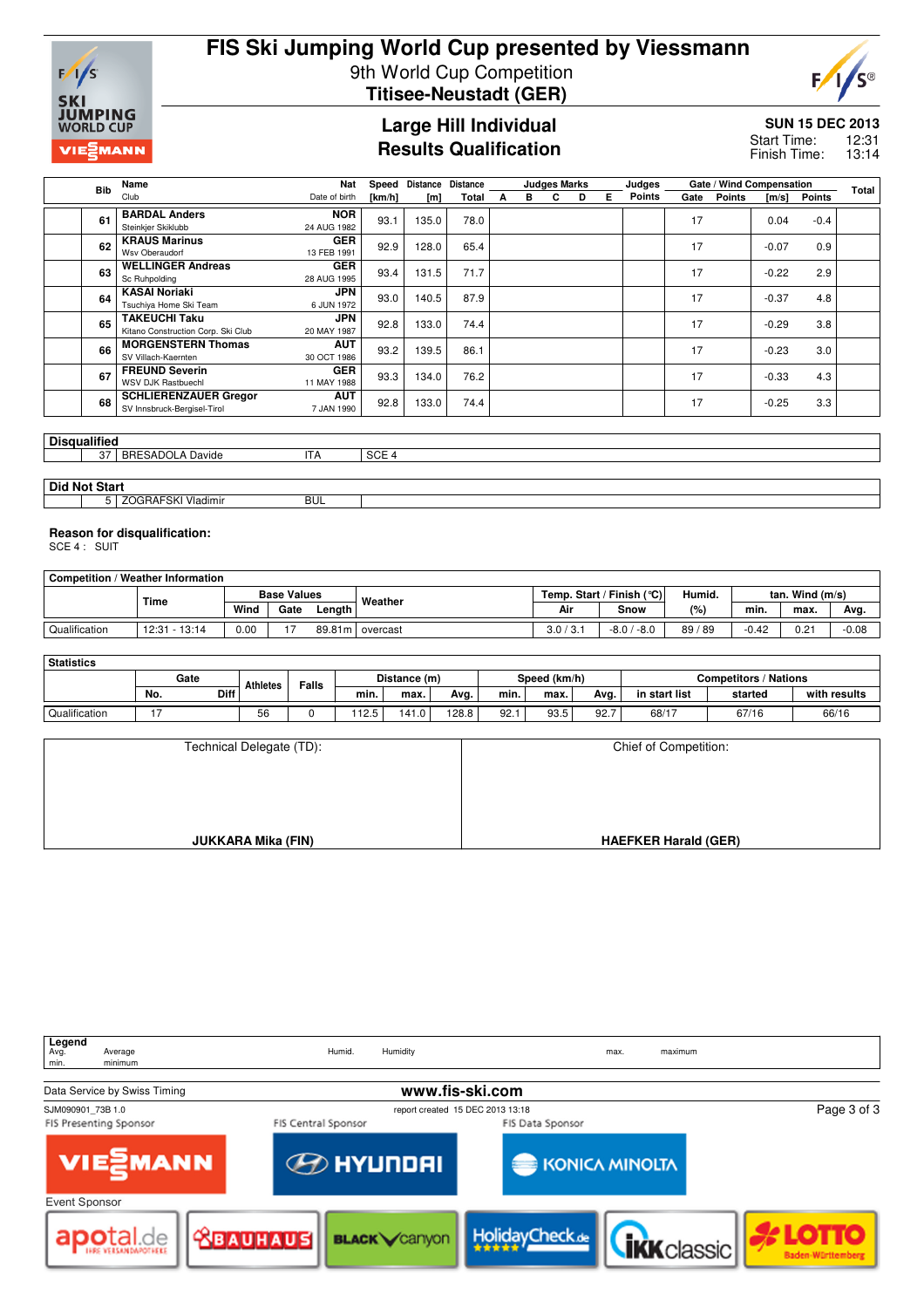# FIS Ski Jumping World Cup presented by Viessmann

9th World Cup Competition

**Titisee-Neustadt (GER)**

## Large Hill Individual
## Results Qualification

**SUN 15 DEC 2013**
Start Time: 12:31
Finish Time: 13:14

| Bib | Name / Club | Nat / Date of birth | Speed [km/h] | Distance [m] | Distance Total | Judges Marks A | B | C | D | E | Judges Points | Gate | Gate Points | Wind [m/s] | Wind Points | Total |
|---|---|---|---|---|---|---|---|---|---|---|---|---|---|---|---|---|
| 61 | BARDAL Anders<br>Steinkjer Skiklubb | NOR<br>24 AUG 1982 | 93.1 | 135.0 | 78.0 | | | | | | | 17 | | 0.04 | -0.4 | |
| 62 | KRAUS Marinus<br>Wsv Oberaudorf | GER<br>13 FEB 1991 | 92.9 | 128.0 | 65.4 | | | | | | | 17 | | -0.07 | 0.9 | |
| 63 | WELLINGER Andreas<br>Sc Ruhpolding | GER<br>28 AUG 1995 | 93.4 | 131.5 | 71.7 | | | | | | | 17 | | -0.22 | 2.9 | |
| 64 | KASAI Noriaki<br>Tsuchiya Home Ski Team | JPN<br>6 JUN 1972 | 93.0 | 140.5 | 87.9 | | | | | | | 17 | | -0.37 | 4.8 | |
| 65 | TAKEUCHI Taku<br>Kitano Construction Corp. Ski Club | JPN<br>20 MAY 1987 | 92.8 | 133.0 | 74.4 | | | | | | | 17 | | -0.29 | 3.8 | |
| 66 | MORGENSTERN Thomas<br>SV Villach-Kaernten | AUT<br>30 OCT 1986 | 93.2 | 139.5 | 86.1 | | | | | | | 17 | | -0.23 | 3.0 | |
| 67 | FREUND Severin<br>WSV DJK Rastbuechl | GER<br>11 MAY 1988 | 93.3 | 134.0 | 76.2 | | | | | | | 17 | | -0.33 | 4.3 | |
| 68 | SCHLIERENZAUER Gregor<br>SV Innsbruck-Bergisel-Tirol | AUT<br>7 JAN 1990 | 92.8 | 133.0 | 74.4 | | | | | | | 17 | | -0.25 | 3.3 | |

**Disqualified**

| Bib | Name | Nat | Reason |
|---|---|---|---|
| 37 | BRESADOLA Davide | ITA | SCE 4 |

**Did Not Start**

| Bib | Name | Nat |
|---|---|---|
| 5 | ZOGRAFSKI Vladimir | BUL |

**Reason for disqualification:**

SCE 4 : SUIT

**Competition / Weather Information**

| | Time | Base Values Wind | Gate | Length | Weather | Temp. Start / Finish (°C) Air | Snow | Humid. (%) | tan. Wind (m/s) min. | max. | Avg. |
|---|---|---|---|---|---|---|---|---|---|---|---|
| Qualification | 12:31 - 13:14 | 0.00 | 17 | 89.81m | overcast | 3.0 / 3.1 | -8.0 / -8.0 | 89 / 89 | -0.42 | 0.21 | -0.08 |

**Statistics**

| | Gate No. | Diff | Athletes | Falls | Distance (m) min. | max. | Avg. | Speed (km/h) min. | max. | Avg. | Competitors / Nations in start list | started | with results |
|---|---|---|---|---|---|---|---|---|---|---|---|---|---|
| Qualification | 17 | | 56 | 0 | 112.5 | 141.0 | 128.8 | 92.1 | 93.5 | 92.7 | 68/17 | 67/16 | 66/16 |

| Technical Delegate (TD): | Chief of Competition: |
|---|---|
| **JUKKARA Mika (FIN)** | **HAEFKER Harald (GER)** |

**Legend**
Avg. Average
min. minimum
Humid. Humidity
max. maximum

Data Service by Swiss Timing
www.fis-ski.com
SJM090901_73B 1.0
report created 15 DEC 2013 13:18

FIS Presenting Sponsor: VIESSMANN
FIS Central Sponsor: HYUNDAI
FIS Data Sponsor: KONICA MINOLTA
Event Sponsor: apotal.de, BAUHAUS, BLACK canyon, HolidayCheck.de, IKK classic, LOTTO Baden-Württemberg